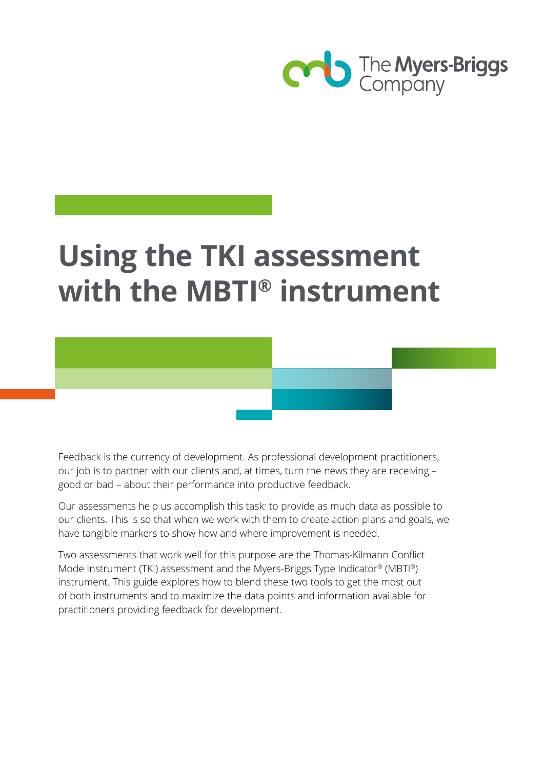# Using the TKI assessment with the MBTI® instrument

Feedback is the currency of development. As professional development practitioners, our job is to partner with our clients and, at times, turn the news they are receiving – good or bad – about their performance into productive feedback.

Our assessments help us accomplish this task: to provide as much data as possible to our clients. This is so that when we work with them to create action plans and goals, we have tangible markers to show how and where improvement is needed.

Two assessments that work well for this purpose are the Thomas-Kilmann Conflict Mode Instrument (TKI) assessment and the Myers-Briggs Type Indicator® (MBTI®) instrument. This guide explores how to blend these two tools to get the most out of both instruments and to maximize the data points and information available for practitioners providing feedback for development.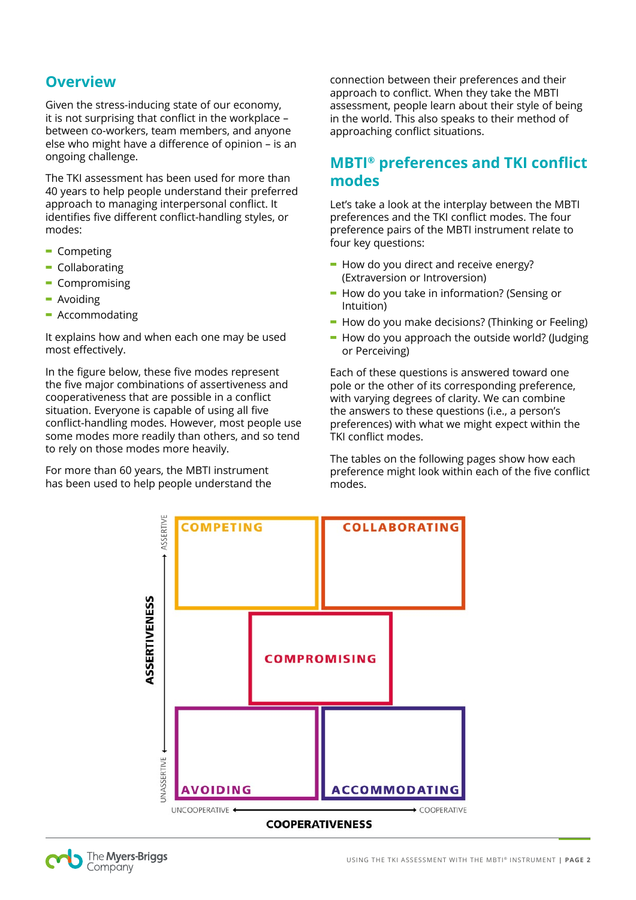## Overview

Given the stress-inducing state of our economy, it is not surprising that conflict in the workplace – between co-workers, team members, and anyone else who might have a difference of opinion – is an ongoing challenge.

The TKI assessment has been used for more than 40 years to help people understand their preferred approach to managing interpersonal conflict. It identifies five different conflict-handling styles, or modes:

- Competing
- Collaborating
- Compromising
- Avoiding
- Accommodating

It explains how and when each one may be used most effectively.

In the figure below, these five modes represent the five major combinations of assertiveness and cooperativeness that are possible in a conflict situation. Everyone is capable of using all five conflict-handling modes. However, most people use some modes more readily than others, and so tend to rely on those modes more heavily.

For more than 60 years, the MBTI instrument has been used to help people understand the connection between their preferences and their approach to conflict. When they take the MBTI assessment, people learn about their style of being in the world. This also speaks to their method of approaching conflict situations.

## MBTI® preferences and TKI conflict modes

Let's take a look at the interplay between the MBTI preferences and the TKI conflict modes. The four preference pairs of the MBTI instrument relate to four key questions:

- How do you direct and receive energy? (Extraversion or Introversion)
- How do you take in information? (Sensing or Intuition)
- How do you make decisions? (Thinking or Feeling)
- How do you approach the outside world? (Judging or Perceiving)

Each of these questions is answered toward one pole or the other of its corresponding preference, with varying degrees of clarity. We can combine the answers to these questions (i.e., a person's preferences) with what we might expect within the TKI conflict modes.

The tables on the following pages show how each preference might look within each of the five conflict modes.

| ASSERTIVENESS (Assertive ↑ / Unassertive ↓) | | |
|---|---|---|
| COMPETING | | COLLABORATING |
| | COMPROMISING | |
| AVOIDING | | ACCOMMODATING |

UNCOOPERATIVE ← COOPERATIVENESS → COOPERATIVE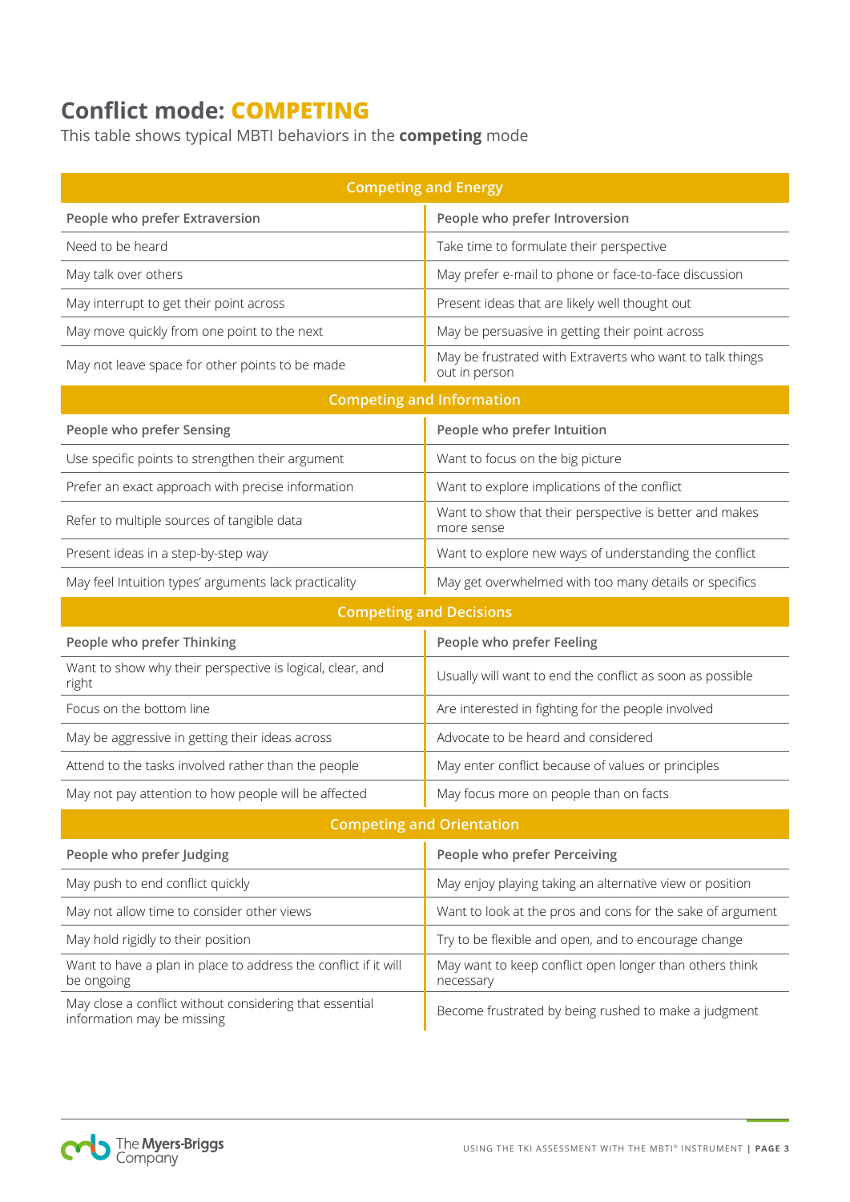## Conflict mode: **COMPETING**

This table shows typical MBTI behaviors in the **competing** mode

| Competing and Energy | |
|---|---|
| People who prefer Extraversion | People who prefer Introversion |
| Need to be heard | Take time to formulate their perspective |
| May talk over others | May prefer e-mail to phone or face-to-face discussion |
| May interrupt to get their point across | Present ideas that are likely well thought out |
| May move quickly from one point to the next | May be persuasive in getting their point across |
| May not leave space for other points to be made | May be frustrated with Extraverts who want to talk things out in person |

| Competing and Information | |
|---|---|
| People who prefer Sensing | People who prefer Intuition |
| Use specific points to strengthen their argument | Want to focus on the big picture |
| Prefer an exact approach with precise information | Want to explore implications of the conflict |
| Refer to multiple sources of tangible data | Want to show that their perspective is better and makes more sense |
| Present ideas in a step-by-step way | Want to explore new ways of understanding the conflict |
| May feel Intuition types' arguments lack practicality | May get overwhelmed with too many details or specifics |

| Competing and Decisions | |
|---|---|
| People who prefer Thinking | People who prefer Feeling |
| Want to show why their perspective is logical, clear, and right | Usually will want to end the conflict as soon as possible |
| Focus on the bottom line | Are interested in fighting for the people involved |
| May be aggressive in getting their ideas across | Advocate to be heard and considered |
| Attend to the tasks involved rather than the people | May enter conflict because of values or principles |
| May not pay attention to how people will be affected | May focus more on people than on facts |

| Competing and Orientation | |
|---|---|
| People who prefer Judging | People who prefer Perceiving |
| May push to end conflict quickly | May enjoy playing taking an alternative view or position |
| May not allow time to consider other views | Want to look at the pros and cons for the sake of argument |
| May hold rigidly to their position | Try to be flexible and open, and to encourage change |
| Want to have a plan in place to address the conflict if it will be ongoing | May want to keep conflict open longer than others think necessary |
| May close a conflict without considering that essential information may be missing | Become frustrated by being rushed to make a judgment |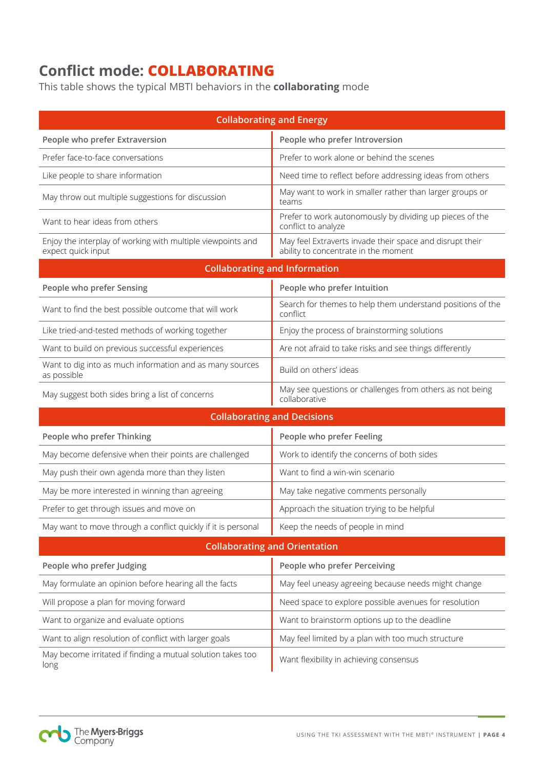# Conflict mode: COLLABORATING

This table shows the typical MBTI behaviors in the **collaborating** mode

| Collaborating and Energy | |
|---|---|
| **People who prefer Extraversion** | **People who prefer Introversion** |
| Prefer face-to-face conversations | Prefer to work alone or behind the scenes |
| Like people to share information | Need time to reflect before addressing ideas from others |
| May throw out multiple suggestions for discussion | May want to work in smaller rather than larger groups or teams |
| Want to hear ideas from others | Prefer to work autonomously by dividing up pieces of the conflict to analyze |
| Enjoy the interplay of working with multiple viewpoints and expect quick input | May feel Extraverts invade their space and disrupt their ability to concentrate in the moment |

| Collaborating and Information | |
|---|---|
| **People who prefer Sensing** | **People who prefer Intuition** |
| Want to find the best possible outcome that will work | Search for themes to help them understand positions of the conflict |
| Like tried-and-tested methods of working together | Enjoy the process of brainstorming solutions |
| Want to build on previous successful experiences | Are not afraid to take risks and see things differently |
| Want to dig into as much information and as many sources as possible | Build on others' ideas |
| May suggest both sides bring a list of concerns | May see questions or challenges from others as not being collaborative |

| Collaborating and Decisions | |
|---|---|
| **People who prefer Thinking** | **People who prefer Feeling** |
| May become defensive when their points are challenged | Work to identify the concerns of both sides |
| May push their own agenda more than they listen | Want to find a win-win scenario |
| May be more interested in winning than agreeing | May take negative comments personally |
| Prefer to get through issues and move on | Approach the situation trying to be helpful |
| May want to move through a conflict quickly if it is personal | Keep the needs of people in mind |

| Collaborating and Orientation | |
|---|---|
| **People who prefer Judging** | **People who prefer Perceiving** |
| May formulate an opinion before hearing all the facts | May feel uneasy agreeing because needs might change |
| Will propose a plan for moving forward | Need space to explore possible avenues for resolution |
| Want to organize and evaluate options | Want to brainstorm options up to the deadline |
| Want to align resolution of conflict with larger goals | May feel limited by a plan with too much structure |
| May become irritated if finding a mutual solution takes too long | Want flexibility in achieving consensus |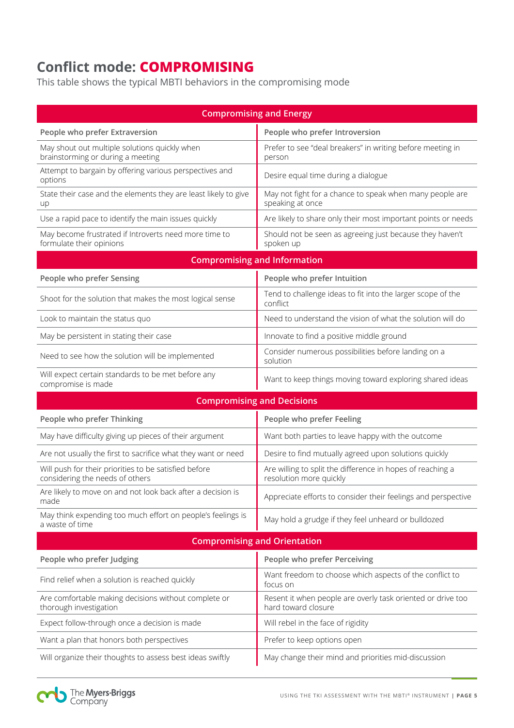## Conflict mode: **COMPROMISING**

This table shows the typical MBTI behaviors in the compromising mode

| **Compromising and Energy** | |
|---|---|
| **People who prefer Extraversion** | **People who prefer Introversion** |
| May shout out multiple solutions quickly when brainstorming or during a meeting | Prefer to see "deal breakers" in writing before meeting in person |
| Attempt to bargain by offering various perspectives and options | Desire equal time during a dialogue |
| State their case and the elements they are least likely to give up | May not fight for a chance to speak when many people are speaking at once |
| Use a rapid pace to identify the main issues quickly | Are likely to share only their most important points or needs |
| May become frustrated if Introverts need more time to formulate their opinions | Should not be seen as agreeing just because they haven't spoken up |
| **Compromising and Information** | |
| **People who prefer Sensing** | **People who prefer Intuition** |
| Shoot for the solution that makes the most logical sense | Tend to challenge ideas to fit into the larger scope of the conflict |
| Look to maintain the status quo | Need to understand the vision of what the solution will do |
| May be persistent in stating their case | Innovate to find a positive middle ground |
| Need to see how the solution will be implemented | Consider numerous possibilities before landing on a solution |
| Will expect certain standards to be met before any compromise is made | Want to keep things moving toward exploring shared ideas |
| **Compromising and Decisions** | |
| **People who prefer Thinking** | **People who prefer Feeling** |
| May have difficulty giving up pieces of their argument | Want both parties to leave happy with the outcome |
| Are not usually the first to sacrifice what they want or need | Desire to find mutually agreed upon solutions quickly |
| Will push for their priorities to be satisfied before considering the needs of others | Are willing to split the difference in hopes of reaching a resolution more quickly |
| Are likely to move on and not look back after a decision is made | Appreciate efforts to consider their feelings and perspective |
| May think expending too much effort on people's feelings is a waste of time | May hold a grudge if they feel unheard or bulldozed |
| **Compromising and Orientation** | |
| **People who prefer Judging** | **People who prefer Perceiving** |
| Find relief when a solution is reached quickly | Want freedom to choose which aspects of the conflict to focus on |
| Are comfortable making decisions without complete or thorough investigation | Resent it when people are overly task oriented or drive too hard toward closure |
| Expect follow-through once a decision is made | Will rebel in the face of rigidity |
| Want a plan that honors both perspectives | Prefer to keep options open |
| Will organize their thoughts to assess best ideas swiftly | May change their mind and priorities mid-discussion |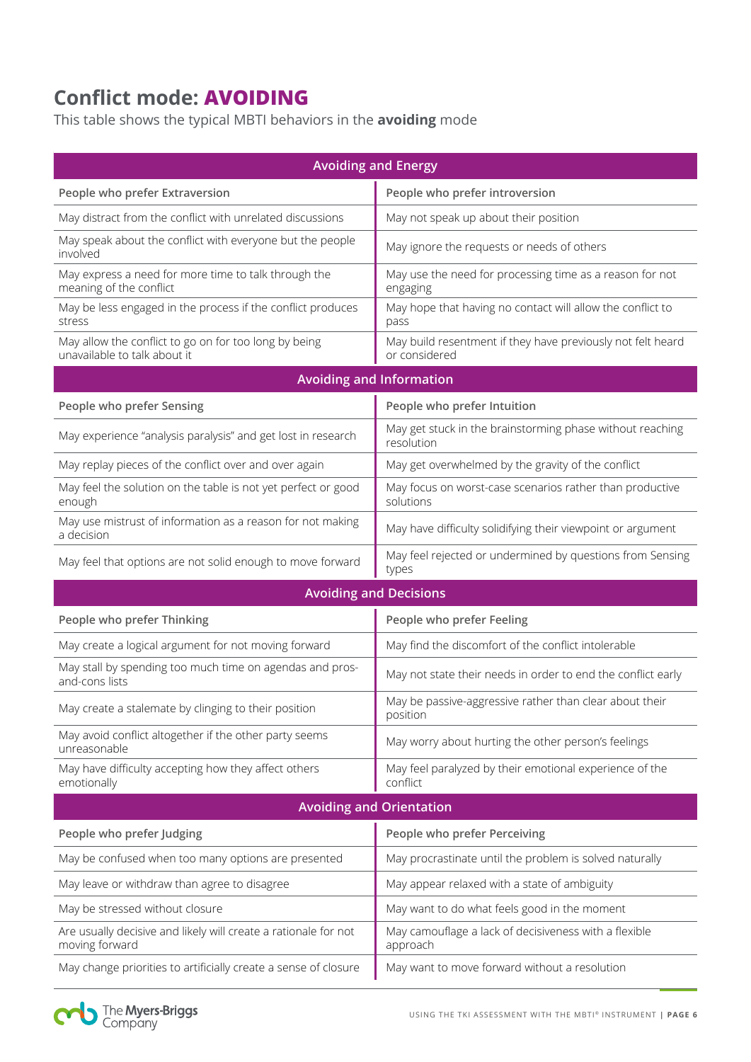# Conflict mode: **AVOIDING**

This table shows the typical MBTI behaviors in the **avoiding** mode

| **Avoiding and Energy** | |
|---|---|
| **People who prefer Extraversion** | **People who prefer introversion** |
| May distract from the conflict with unrelated discussions | May not speak up about their position |
| May speak about the conflict with everyone but the people involved | May ignore the requests or needs of others |
| May express a need for more time to talk through the meaning of the conflict | May use the need for processing time as a reason for not engaging |
| May be less engaged in the process if the conflict produces stress | May hope that having no contact will allow the conflict to pass |
| May allow the conflict to go on for too long by being unavailable to talk about it | May build resentment if they have previously not felt heard or considered |
| **Avoiding and Information** | |
| **People who prefer Sensing** | **People who prefer Intuition** |
| May experience "analysis paralysis" and get lost in research | May get stuck in the brainstorming phase without reaching resolution |
| May replay pieces of the conflict over and over again | May get overwhelmed by the gravity of the conflict |
| May feel the solution on the table is not yet perfect or good enough | May focus on worst-case scenarios rather than productive solutions |
| May use mistrust of information as a reason for not making a decision | May have difficulty solidifying their viewpoint or argument |
| May feel that options are not solid enough to move forward | May feel rejected or undermined by questions from Sensing types |
| **Avoiding and Decisions** | |
| **People who prefer Thinking** | **People who prefer Feeling** |
| May create a logical argument for not moving forward | May find the discomfort of the conflict intolerable |
| May stall by spending too much time on agendas and pros-and-cons lists | May not state their needs in order to end the conflict early |
| May create a stalemate by clinging to their position | May be passive-aggressive rather than clear about their position |
| May avoid conflict altogether if the other party seems unreasonable | May worry about hurting the other person's feelings |
| May have difficulty accepting how they affect others emotionally | May feel paralyzed by their emotional experience of the conflict |
| **Avoiding and Orientation** | |
| **People who prefer Judging** | **People who prefer Perceiving** |
| May be confused when too many options are presented | May procrastinate until the problem is solved naturally |
| May leave or withdraw than agree to disagree | May appear relaxed with a state of ambiguity |
| May be stressed without closure | May want to do what feels good in the moment |
| Are usually decisive and likely will create a rationale for not moving forward | May camouflage a lack of decisiveness with a flexible approach |
| May change priorities to artificially create a sense of closure | May want to move forward without a resolution |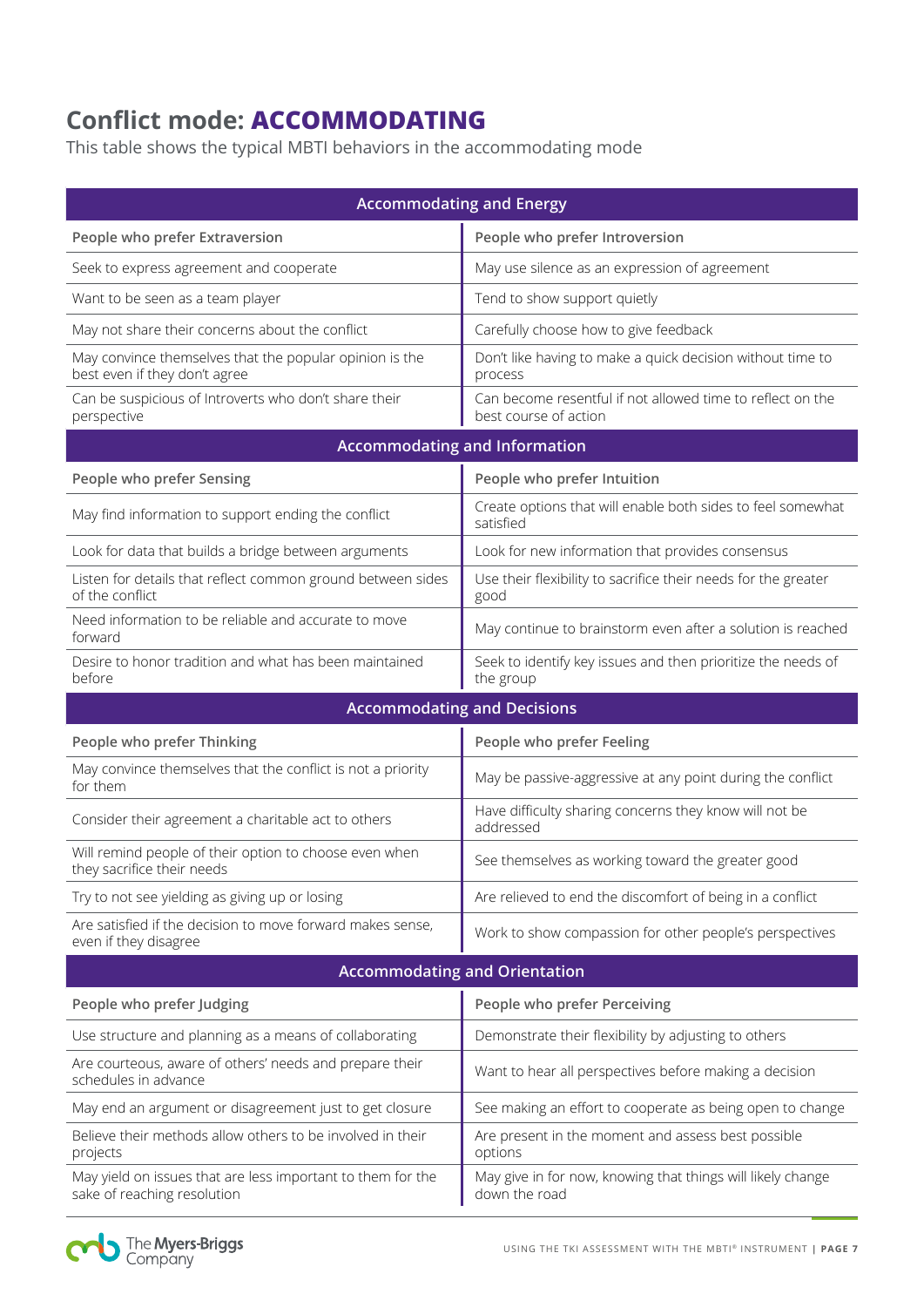## Conflict mode: **ACCOMMODATING**

This table shows the typical MBTI behaviors in the accommodating mode

| Accommodating and Energy | |
|---|---|
| **People who prefer Extraversion** | **People who prefer Introversion** |
| Seek to express agreement and cooperate | May use silence as an expression of agreement |
| Want to be seen as a team player | Tend to show support quietly |
| May not share their concerns about the conflict | Carefully choose how to give feedback |
| May convince themselves that the popular opinion is the best even if they don't agree | Don't like having to make a quick decision without time to process |
| Can be suspicious of Introverts who don't share their perspective | Can become resentful if not allowed time to reflect on the best course of action |
| **Accommodating and Information** | |
| **People who prefer Sensing** | **People who prefer Intuition** |
| May find information to support ending the conflict | Create options that will enable both sides to feel somewhat satisfied |
| Look for data that builds a bridge between arguments | Look for new information that provides consensus |
| Listen for details that reflect common ground between sides of the conflict | Use their flexibility to sacrifice their needs for the greater good |
| Need information to be reliable and accurate to move forward | May continue to brainstorm even after a solution is reached |
| Desire to honor tradition and what has been maintained before | Seek to identify key issues and then prioritize the needs of the group |
| **Accommodating and Decisions** | |
| **People who prefer Thinking** | **People who prefer Feeling** |
| May convince themselves that the conflict is not a priority for them | May be passive-aggressive at any point during the conflict |
| Consider their agreement a charitable act to others | Have difficulty sharing concerns they know will not be addressed |
| Will remind people of their option to choose even when they sacrifice their needs | See themselves as working toward the greater good |
| Try to not see yielding as giving up or losing | Are relieved to end the discomfort of being in a conflict |
| Are satisfied if the decision to move forward makes sense, even if they disagree | Work to show compassion for other people's perspectives |
| **Accommodating and Orientation** | |
| **People who prefer Judging** | **People who prefer Perceiving** |
| Use structure and planning as a means of collaborating | Demonstrate their flexibility by adjusting to others |
| Are courteous, aware of others' needs and prepare their schedules in advance | Want to hear all perspectives before making a decision |
| May end an argument or disagreement just to get closure | See making an effort to cooperate as being open to change |
| Believe their methods allow others to be involved in their projects | Are present in the moment and assess best possible options |
| May yield on issues that are less important to them for the sake of reaching resolution | May give in for now, knowing that things will likely change down the road |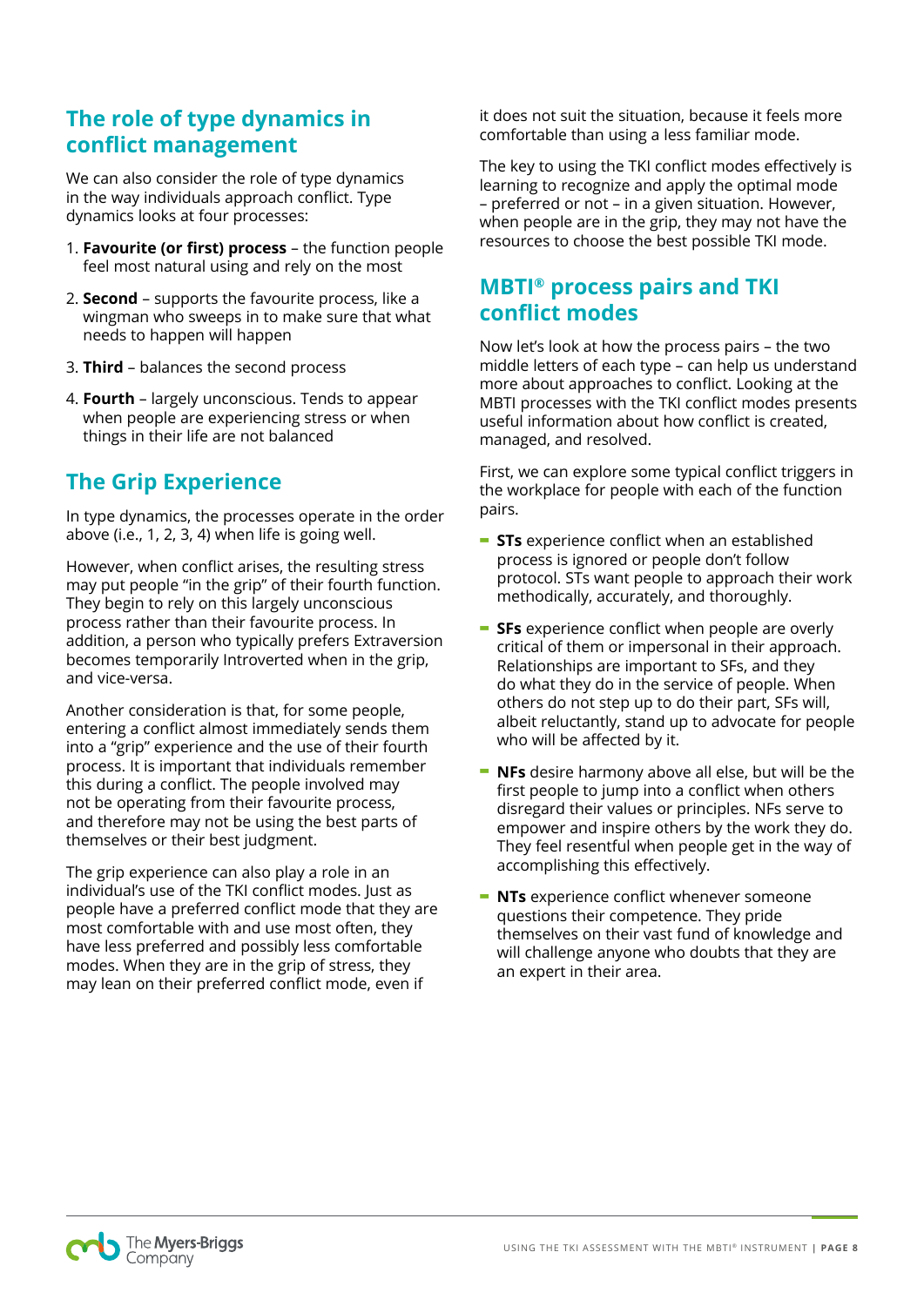## The role of type dynamics in conflict management

We can also consider the role of type dynamics in the way individuals approach conflict. Type dynamics looks at four processes:

1. **Favourite (or first) process** – the function people feel most natural using and rely on the most
2. **Second** – supports the favourite process, like a wingman who sweeps in to make sure that what needs to happen will happen
3. **Third** – balances the second process
4. **Fourth** – largely unconscious. Tends to appear when people are experiencing stress or when things in their life are not balanced

## The Grip Experience

In type dynamics, the processes operate in the order above (i.e., 1, 2, 3, 4) when life is going well.

However, when conflict arises, the resulting stress may put people "in the grip" of their fourth function. They begin to rely on this largely unconscious process rather than their favourite process. In addition, a person who typically prefers Extraversion becomes temporarily Introverted when in the grip, and vice-versa.

Another consideration is that, for some people, entering a conflict almost immediately sends them into a "grip" experience and the use of their fourth process. It is important that individuals remember this during a conflict. The people involved may not be operating from their favourite process, and therefore may not be using the best parts of themselves or their best judgment.

The grip experience can also play a role in an individual's use of the TKI conflict modes. Just as people have a preferred conflict mode that they are most comfortable with and use most often, they have less preferred and possibly less comfortable modes. When they are in the grip of stress, they may lean on their preferred conflict mode, even if it does not suit the situation, because it feels more comfortable than using a less familiar mode.

The key to using the TKI conflict modes effectively is learning to recognize and apply the optimal mode – preferred or not – in a given situation. However, when people are in the grip, they may not have the resources to choose the best possible TKI mode.

## MBTI® process pairs and TKI conflict modes

Now let's look at how the process pairs – the two middle letters of each type – can help us understand more about approaches to conflict. Looking at the MBTI processes with the TKI conflict modes presents useful information about how conflict is created, managed, and resolved.

First, we can explore some typical conflict triggers in the workplace for people with each of the function pairs.

- **STs** experience conflict when an established process is ignored or people don't follow protocol. STs want people to approach their work methodically, accurately, and thoroughly.
- **SFs** experience conflict when people are overly critical of them or impersonal in their approach. Relationships are important to SFs, and they do what they do in the service of people. When others do not step up to do their part, SFs will, albeit reluctantly, stand up to advocate for people who will be affected by it.
- **NFs** desire harmony above all else, but will be the first people to jump into a conflict when others disregard their values or principles. NFs serve to empower and inspire others by the work they do. They feel resentful when people get in the way of accomplishing this effectively.
- **NTs** experience conflict whenever someone questions their competence. They pride themselves on their vast fund of knowledge and will challenge anyone who doubts that they are an expert in their area.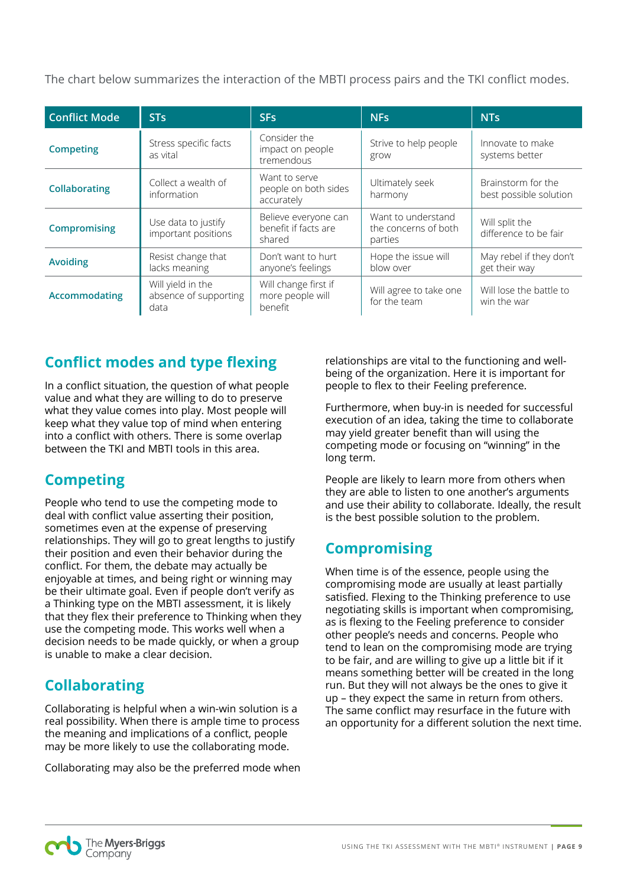The chart below summarizes the interaction of the MBTI process pairs and the TKI conflict modes.

| Conflict Mode | STs | SFs | NFs | NTs |
|---|---|---|---|---|
| **Competing** | Stress specific facts as vital | Consider the impact on people tremendous | Strive to help people grow | Innovate to make systems better |
| **Collaborating** | Collect a wealth of information | Want to serve people on both sides accurately | Ultimately seek harmony | Brainstorm for the best possible solution |
| **Compromising** | Use data to justify important positions | Believe everyone can benefit if facts are shared | Want to understand the concerns of both parties | Will split the difference to be fair |
| **Avoiding** | Resist change that lacks meaning | Don't want to hurt anyone's feelings | Hope the issue will blow over | May rebel if they don't get their way |
| **Accommodating** | Will yield in the absence of supporting data | Will change first if more people will benefit | Will agree to take one for the team | Will lose the battle to win the war |

## Conflict modes and type flexing

In a conflict situation, the question of what people value and what they are willing to do to preserve what they value comes into play. Most people will keep what they value top of mind when entering into a conflict with others. There is some overlap between the TKI and MBTI tools in this area.

## Competing

People who tend to use the competing mode to deal with conflict value asserting their position, sometimes even at the expense of preserving relationships. They will go to great lengths to justify their position and even their behavior during the conflict. For them, the debate may actually be enjoyable at times, and being right or winning may be their ultimate goal. Even if people don't verify as a Thinking type on the MBTI assessment, it is likely that they flex their preference to Thinking when they use the competing mode. This works well when a decision needs to be made quickly, or when a group is unable to make a clear decision.

## Collaborating

Collaborating is helpful when a win-win solution is a real possibility. When there is ample time to process the meaning and implications of a conflict, people may be more likely to use the collaborating mode.

Collaborating may also be the preferred mode when relationships are vital to the functioning and well-being of the organization. Here it is important for people to flex to their Feeling preference.

Furthermore, when buy-in is needed for successful execution of an idea, taking the time to collaborate may yield greater benefit than will using the competing mode or focusing on "winning" in the long term.

People are likely to learn more from others when they are able to listen to one another's arguments and use their ability to collaborate. Ideally, the result is the best possible solution to the problem.

## Compromising

When time is of the essence, people using the compromising mode are usually at least partially satisfied. Flexing to the Thinking preference to use negotiating skills is important when compromising, as is flexing to the Feeling preference to consider other people's needs and concerns. People who tend to lean on the compromising mode are trying to be fair, and are willing to give up a little bit if it means something better will be created in the long run. But they will not always be the ones to give it up – they expect the same in return from others. The same conflict may resurface in the future with an opportunity for a different solution the next time.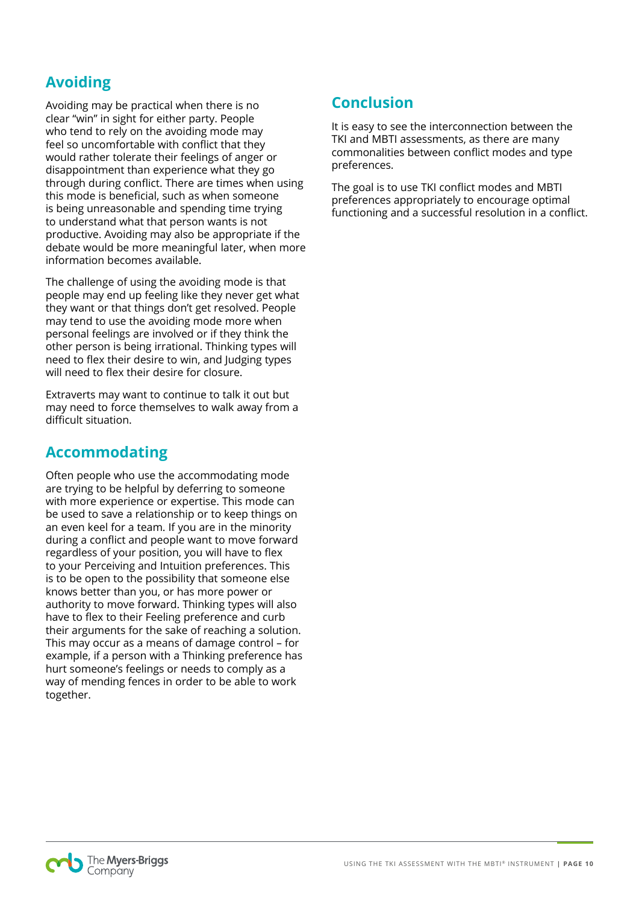## Avoiding

Avoiding may be practical when there is no clear "win" in sight for either party. People who tend to rely on the avoiding mode may feel so uncomfortable with conflict that they would rather tolerate their feelings of anger or disappointment than experience what they go through during conflict. There are times when using this mode is beneficial, such as when someone is being unreasonable and spending time trying to understand what that person wants is not productive. Avoiding may also be appropriate if the debate would be more meaningful later, when more information becomes available.

The challenge of using the avoiding mode is that people may end up feeling like they never get what they want or that things don't get resolved. People may tend to use the avoiding mode more when personal feelings are involved or if they think the other person is being irrational. Thinking types will need to flex their desire to win, and Judging types will need to flex their desire for closure.

Extraverts may want to continue to talk it out but may need to force themselves to walk away from a difficult situation.

## Accommodating

Often people who use the accommodating mode are trying to be helpful by deferring to someone with more experience or expertise. This mode can be used to save a relationship or to keep things on an even keel for a team. If you are in the minority during a conflict and people want to move forward regardless of your position, you will have to flex to your Perceiving and Intuition preferences. This is to be open to the possibility that someone else knows better than you, or has more power or authority to move forward. Thinking types will also have to flex to their Feeling preference and curb their arguments for the sake of reaching a solution. This may occur as a means of damage control – for example, if a person with a Thinking preference has hurt someone's feelings or needs to comply as a way of mending fences in order to be able to work together.

## Conclusion

It is easy to see the interconnection between the TKI and MBTI assessments, as there are many commonalities between conflict modes and type preferences.

The goal is to use TKI conflict modes and MBTI preferences appropriately to encourage optimal functioning and a successful resolution in a conflict.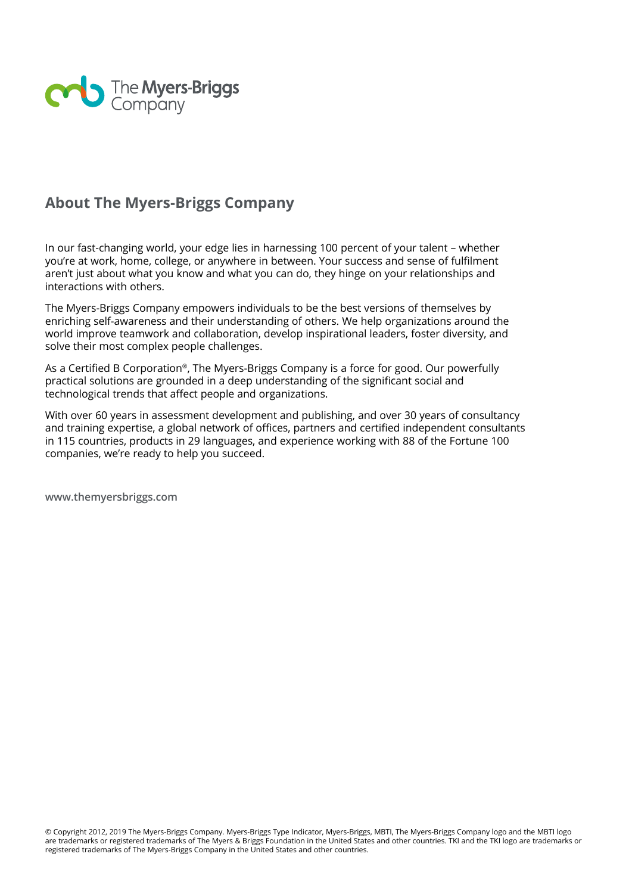## About The Myers-Briggs Company

In our fast-changing world, your edge lies in harnessing 100 percent of your talent – whether you're at work, home, college, or anywhere in between. Your success and sense of fulfilment aren't just about what you know and what you can do, they hinge on your relationships and interactions with others.

The Myers-Briggs Company empowers individuals to be the best versions of themselves by enriching self-awareness and their understanding of others. We help organizations around the world improve teamwork and collaboration, develop inspirational leaders, foster diversity, and solve their most complex people challenges.

As a Certified B Corporation®, The Myers-Briggs Company is a force for good. Our powerfully practical solutions are grounded in a deep understanding of the significant social and technological trends that affect people and organizations.

With over 60 years in assessment development and publishing, and over 30 years of consultancy and training expertise, a global network of offices, partners and certified independent consultants in 115 countries, products in 29 languages, and experience working with 88 of the Fortune 100 companies, we're ready to help you succeed.

**www.themyersbriggs.com**

© Copyright 2012, 2019 The Myers-Briggs Company. Myers-Briggs Type Indicator, Myers-Briggs, MBTI, The Myers-Briggs Company logo and the MBTI logo are trademarks or registered trademarks of The Myers & Briggs Foundation in the United States and other countries. TKI and the TKI logo are trademarks or registered trademarks of The Myers-Briggs Company in the United States and other countries.